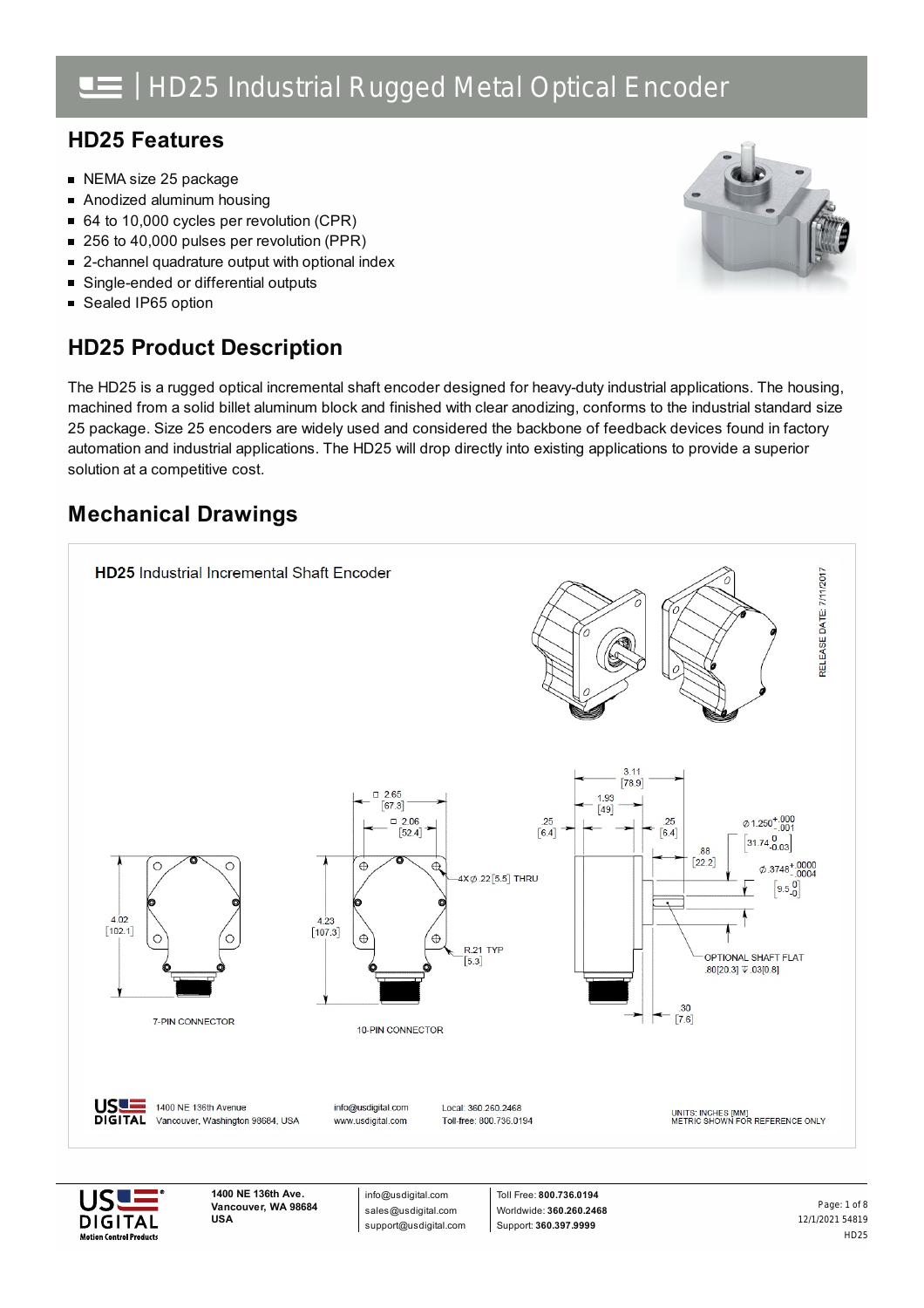# HD25 Industrial Rugged Metal Optical Encoder

## HD25 Features

- NEMA size 25 package
- Anodized aluminum housing
- 64 to 10,000 cycles per revolution (CPR)
- 256 to 40,000 pulses per revolution (PPR)
- 2-channel quadrature output with optional index
- Single-ended or differential outputs
- Sealed IP65 option

## HD25 Product Description

The HD25 is a rugged optical incremental shaft encoder designed for heavy-duty industrial applications. The housing, machined from a solid billet aluminum block and finished with clear anodizing, conforms to the industrial standard size 25 package. Size 25 encoders are widely used and considered the backbone of feedback devices found in factory automation and industrial applications. The HD25 will drop directly into existing applications to provide a superior solution at a competitive cost.

## Mechanical Drawings

**HD25** Industrial Incremental Shaft Encoder

RELEASE DATE: 7/11/2017

□ 2.65 [67.3]
□ 2.06 [52.4]
4.02 [102.1]
4.23 [107.3]
4X Ø .22 [5.5] THRU
R.21 TYP [5.3]
7-PIN CONNECTOR
10-PIN CONNECTOR

3.11 [78.9]
1.93 [49]
.25 [6.4]
.25 [6.4]
.88 [22.2]
Ø 1.250 +.000 -.001 [31.74 +0 -0.03]
Ø .3748 +.0000 -.0004 [9.5 +0 -0]
OPTIONAL SHAFT FLAT .80[20.3] ⊽ .03[0.8]
.30 [7.6]

US DIGITAL 1400 NE 136th Avenue Vancouver, Washington 98684, USA
info@usdigital.com www.usdigital.com
Local: 360.260.2468 Toll-free: 800.736.0194

UNITS: INCHES [MM]
METRIC SHOWN FOR REFERENCE ONLY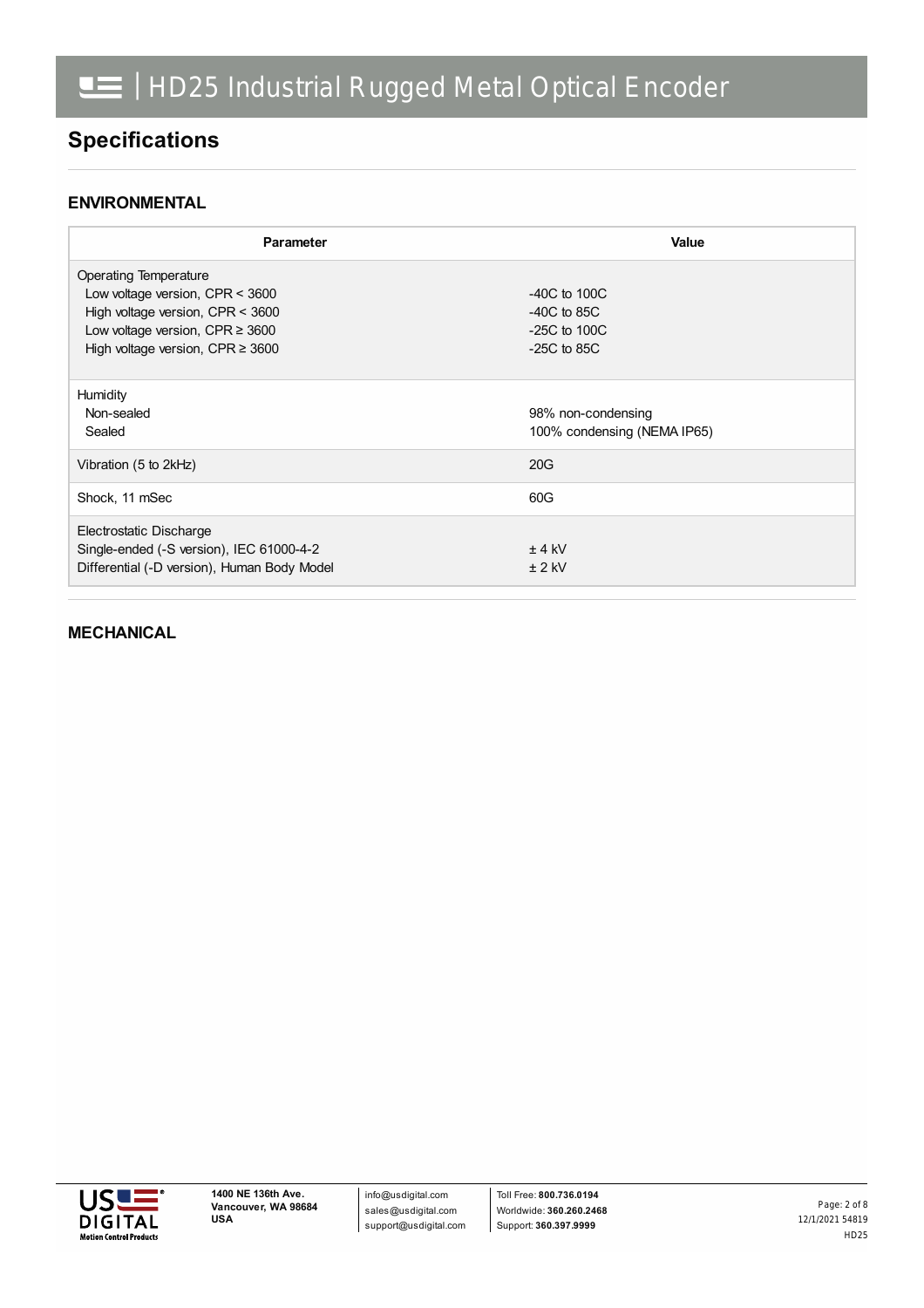## Specifications

### ENVIRONMENTAL

| Parameter | Value |
|---|---|
| Operating Temperature<br>Low voltage version, CPR < 3600<br>High voltage version, CPR < 3600<br>Low voltage version, CPR ≥ 3600<br>High voltage version, CPR ≥ 3600 | <br>-40C to 100C<br>-40C to 85C<br>-25C to 100C<br>-25C to 85C |
| Humidity<br>Non-sealed<br>Sealed | <br>98% non-condensing<br>100% condensing (NEMA IP65) |
| Vibration (5 to 2kHz) | 20G |
| Shock, 11 mSec | 60G |
| Electrostatic Discharge<br>Single-ended (-S version), IEC 61000-4-2<br>Differential (-D version), Human Body Model | <br>± 4 kV<br>± 2 kV |

### MECHANICAL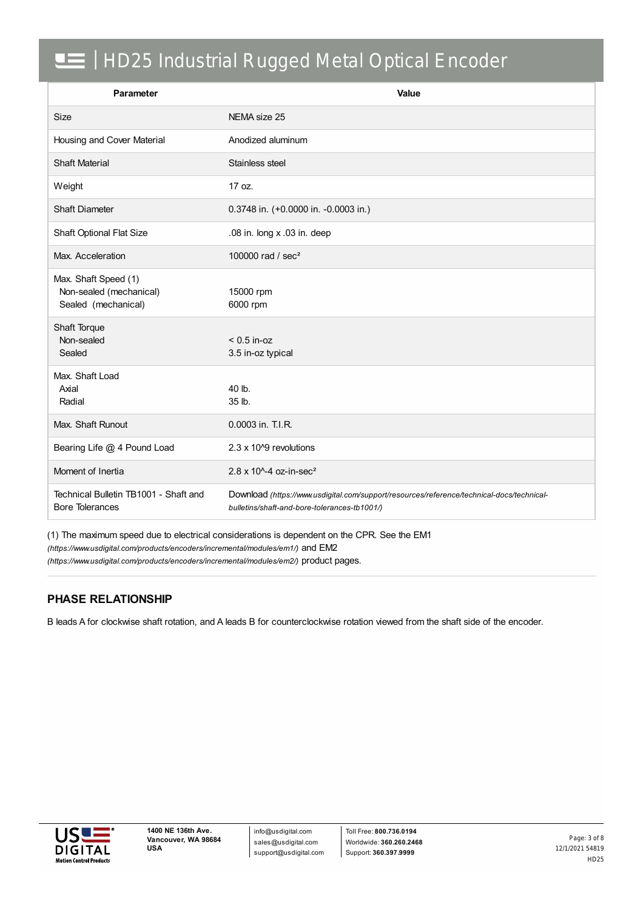# HD25 Industrial Rugged Metal Optical Encoder

| Parameter | Value |
|---|---|
| Size | NEMA size 25 |
| Housing and Cover Material | Anodized aluminum |
| Shaft Material | Stainless steel |
| Weight | 17 oz. |
| Shaft Diameter | 0.3748 in. (+0.0000 in. -0.0003 in.) |
| Shaft Optional Flat Size | .08 in. long x .03 in. deep |
| Max. Acceleration | 100000 rad / sec² |
| Max. Shaft Speed (1)<br>Non-sealed (mechanical)<br>Sealed (mechanical) | <br>15000 rpm<br>6000 rpm |
| Shaft Torque<br>Non-sealed<br>Sealed | <br>< 0.5 in-oz<br>3.5 in-oz typical |
| Max. Shaft Load<br>Axial<br>Radial | <br>40 lb.<br>35 lb. |
| Max. Shaft Runout | 0.0003 in. T.I.R. |
| Bearing Life @ 4 Pound Load | 2.3 x 10^9 revolutions |
| Moment of Inertia | 2.8 x 10^-4 oz-in-sec² |
| Technical Bulletin TB1001 - Shaft and Bore Tolerances | Download *(https://www.usdigital.com/support/resources/reference/technical-docs/technical-bulletins/shaft-and-bore-tolerances-tb1001/)* |

(1) The maximum speed due to electrical considerations is dependent on the CPR. See the EM1 *(https://www.usdigital.com/products/encoders/incremental/modules/em1/)* and EM2 *(https://www.usdigital.com/products/encoders/incremental/modules/em2/)* product pages.

## PHASE RELATIONSHIP

B leads A for clockwise shaft rotation, and A leads B for counterclockwise rotation viewed from the shaft side of the encoder.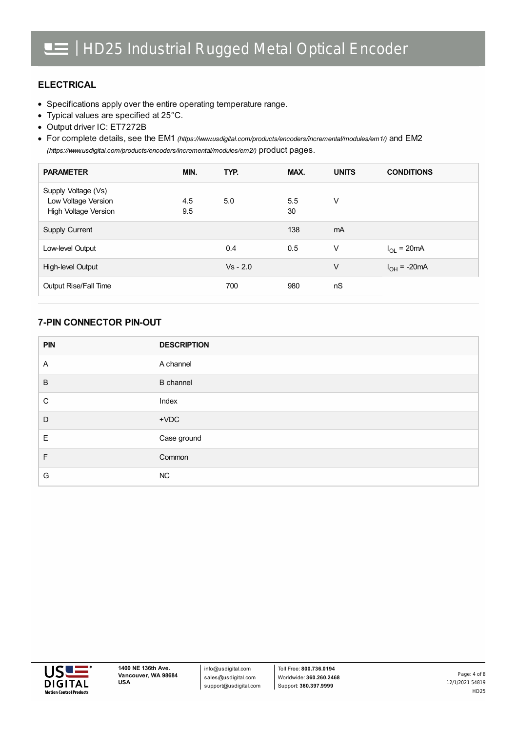## ELECTRICAL

- Specifications apply over the entire operating temperature range.
- Typical values are specified at 25°C.
- Output driver IC: ET7272B
- For complete details, see the EM1 *(https://www.usdigital.com/products/encoders/incremental/modules/em1/)* and EM2 *(https://www.usdigital.com/products/encoders/incremental/modules/em2/)* product pages.

| PARAMETER | MIN. | TYP. | MAX. | UNITS | CONDITIONS |
|---|---|---|---|---|---|
| Supply Voltage (Vs) | | | | | |
| Low Voltage Version | 4.5 | 5.0 | 5.5 | V | |
| High Voltage Version | 9.5 | | 30 | | |
| Supply Current | | | 138 | mA | |
| Low-level Output | | 0.4 | 0.5 | V | $I_{OL}$ = 20mA |
| High-level Output | | Vs - 2.0 | | V | $I_{OH}$ = -20mA |
| Output Rise/Fall Time | | 700 | 980 | nS | |

## 7-PIN CONNECTOR PIN-OUT

| PIN | DESCRIPTION |
|---|---|
| A | A channel |
| B | B channel |
| C | Index |
| D | +VDC |
| E | Case ground |
| F | Common |
| G | NC |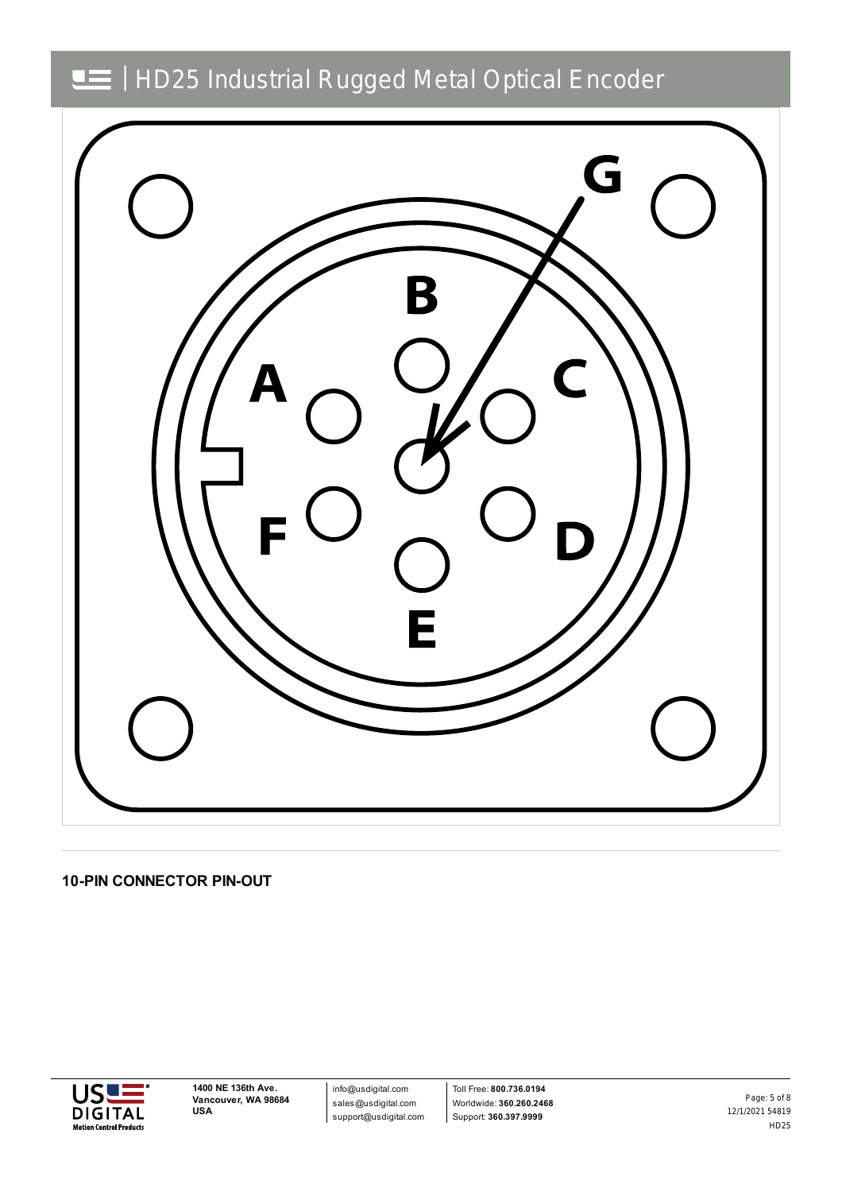A B C D E F G

**10-PIN CONNECTOR PIN-OUT**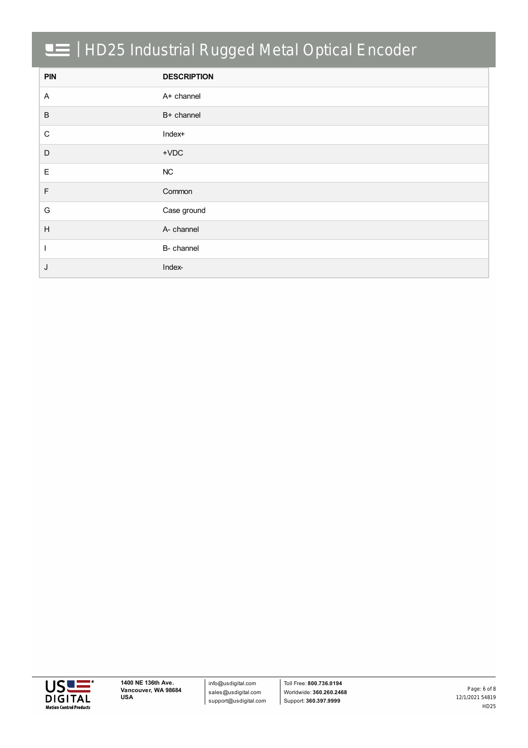| PIN | DESCRIPTION |
| --- | --- |
| A | A+ channel |
| B | B+ channel |
| C | Index+ |
| D | +VDC |
| E | NC |
| F | Common |
| G | Case ground |
| H | A- channel |
| I | B- channel |
| J | Index- |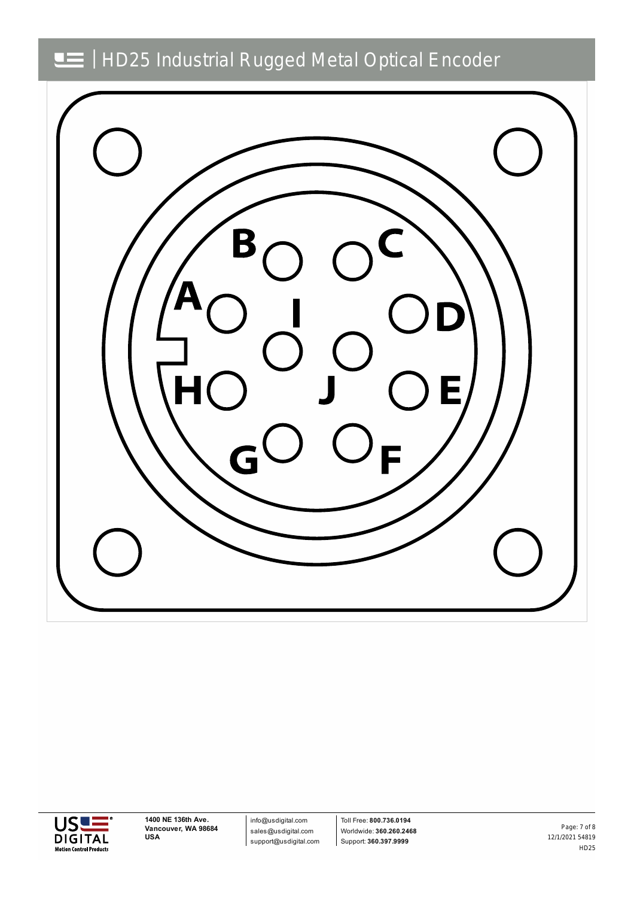B C A I D H J E G F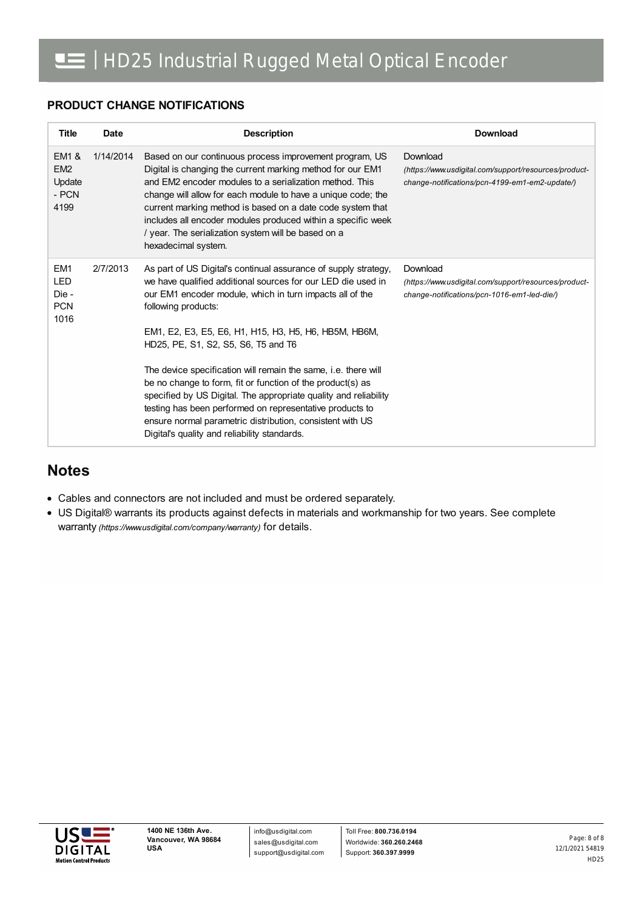## PRODUCT CHANGE NOTIFICATIONS

| Title | Date | Description | Download |
|---|---|---|---|
| EM1 & EM2 Update - PCN 4199 | 1/14/2014 | Based on our continuous process improvement program, US Digital is changing the current marking method for our EM1 and EM2 encoder modules to a serialization method. This change will allow for each module to have a unique code; the current marking method is based on a date code system that includes all encoder modules produced within a specific week / year. The serialization system will be based on a hexadecimal system. | Download *(https://www.usdigital.com/support/resources/product-change-notifications/pcn-4199-em1-em2-update/)* |
| EM1 LED Die - PCN 1016 | 2/7/2013 | As part of US Digital's continual assurance of supply strategy, we have qualified additional sources for our LED die used in our EM1 encoder module, which in turn impacts all of the following products:<br><br>EM1, E2, E3, E5, E6, H1, H15, H3, H5, H6, HB5M, HB6M, HD25, PE, S1, S2, S5, S6, T5 and T6<br><br>The device specification will remain the same, i.e. there will be no change to form, fit or function of the product(s) as specified by US Digital. The appropriate quality and reliability testing has been performed on representative products to ensure normal parametric distribution, consistent with US Digital's quality and reliability standards. | Download *(https://www.usdigital.com/support/resources/product-change-notifications/pcn-1016-em1-led-die/)* |

## Notes

- Cables and connectors are not included and must be ordered separately.
- US Digital® warrants its products against defects in materials and workmanship for two years. See complete warranty *(https://www.usdigital.com/company/warranty)* for details.